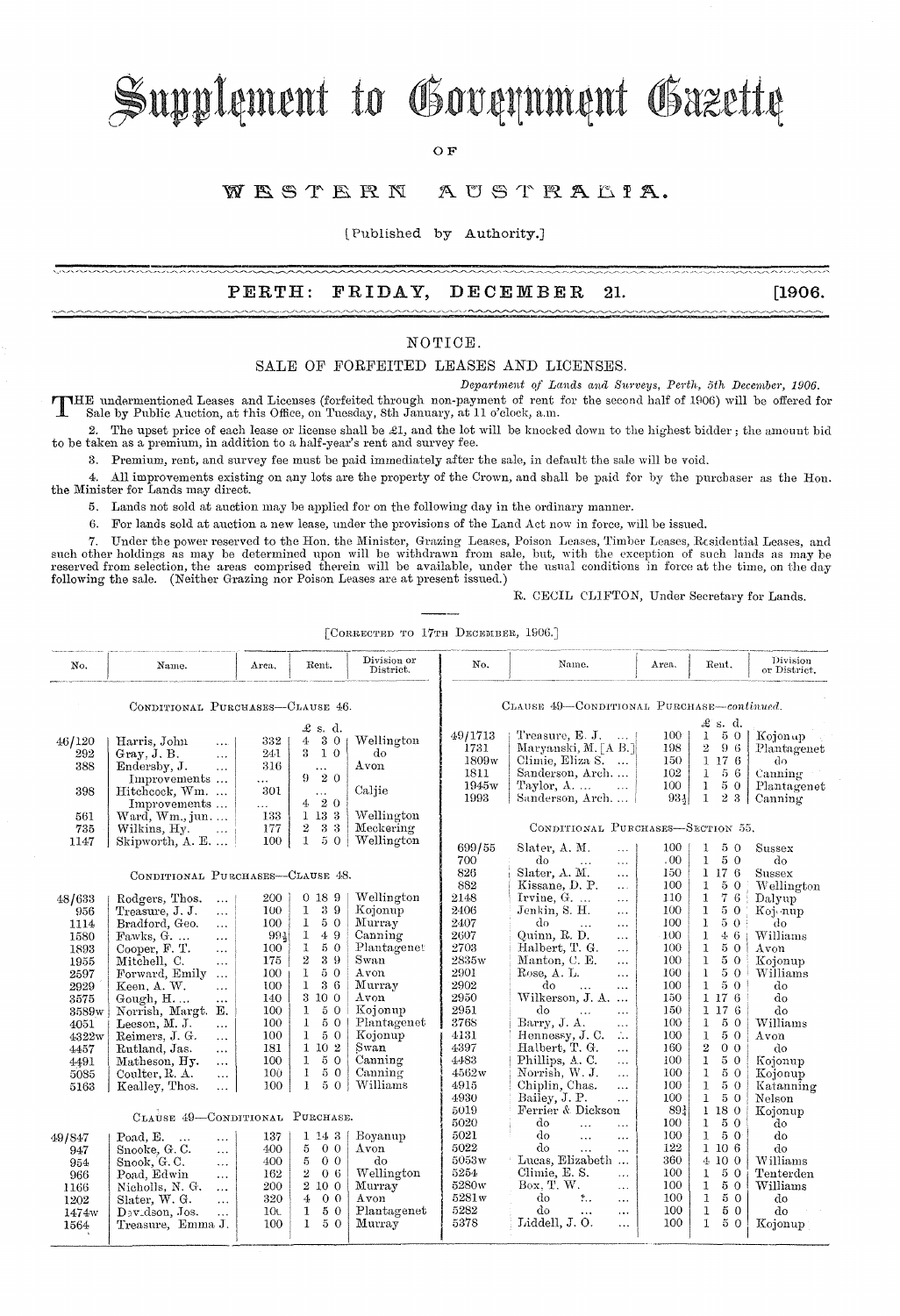# Supplement to Government Gazette

OF

## WESTERN AUSTRALIA.

[Published by Authority.]

**PERTH: FRIDAY, DECEMBER 21. [1906.**

## NOTICE.

### SALE OF FORFEITED LEASES AND LICENSES.

*Department of Lands and Surveys, Perth, 5th December, 1906.*

THE undermentioned Leases and Licenses (forfeited through non-payment of rent for the second half of 1906) will be offered for Sale by Public Auction, at this Office, on Tuesday, 8th January, at 11 o'clock, a.m.

2. The upset price of each lease or license shall be £1, and the lot will be knocked down to the highest bidder; the amount bid to be taken as a premium, in addition to a half-year's rent and survey fee.

3. Premium, rent, and survey fee must be paid immediately after the sale, in default the sale will be void.

4. All improvements existing on any lots are the property of the Crown, and shall be paid for by the purchaser as the Hon. the Minister for Lands may direct.

5. Lands not sold at auction may be applied for on the following day in the ordinary manner.

6. For lands sold at auction a new lease, under the provisions of the Land Act now in force, will be issued.

7. Under the power reserved to the Hon. the Minister, Grazing Leases, Poison Leases, Timber Leases, Residential Leases, and such other holdings as may be determined upon will be withdrawn from sale, but, with the exception of such lands as may be reserved from selection, the areas comprised therein will be available, under the usual conditions in force at the time, on the day following the sale. (Neither Grazing nor Poison Leases are at present issued.)

R. CECIL CLIFTON, Under Secretary for Lands.

[Corrected to 17th December, 1906.]

| No. | Name. | Area. | Rent. | Division or District. |
|---|---|---|---|---|
| | **Conditional Purchases—Clause 46.** | | £ s. d. | |
| 46/120 | Harris, John ... | 332 | 4 3 0 | Wellington |
| 292 | Gray, J. B. ... | 241 | 3 1 0 | do |
| 388 | Endersby, J. ... | 316 | ... | Avon |
| | Improvements ... | ... | 9 2 0 | |
| 398 | Hitchcock, Wm. ... | 301 | ... | Caljie |
| | Improvements ... | ... | 4 2 0 | |
| 561 | Ward, Wm., jun. ... | 133 | 1 13 3 | Wellington |
| 735 | Wilkins, Hy. ... | 177 | 2 3 3 | Meckering |
| 1147 | Skipworth, A. E. ... | 100 | 1 5 0 | Wellington |
| | **Conditional Purchases—Clause 48.** | | | |
| 48/633 | Rodgers, Thos. ... | 200 | 0 18 9 | Wellington |
| 956 | Treasure, J. J. ... | 100 | 1 3 9 | Kojonup |
| 1114 | Bradford, Geo. ... | 100 | 1 5 0 | Murray |
| 1580 | Fawks, G. ... ... | 99½ | 1 4 9 | Canning |
| 1893 | Cooper, F. T. ... | 100 | 1 5 0 | Plantagenet |
| 1955 | Mitchell, C. ... | 175 | 2 3 9 | Swan |
| 2597 | Forward, Emily ... | 100 | 1 5 0 | Avon |
| 2929 | Keen, A. W. ... | 100 | 1 3 6 | Murray |
| 3575 | Gough, H. ... ... | 140 | 3 10 0 | Avon |
| 3589w | Norrish, Margt. E. | 100 | 1 5 0 | Kojonup |
| 4051 | Leeson, M. J. ... | 100 | 1 5 0 | Plantagenet |
| 4322w | Reimers, J. G. ... | 100 | 1 5 0 | Kojonup |
| 4457 | Rutland, Jas. ... | 181 | 1 10 2 | Swan |
| 4491 | Matheson, Hy. ... | 100 | 1 5 0 | Canning |
| 5085 | Coulter, R. A. ... | 100 | 1 5 0 | Canning |
| 5163 | Kealley, Thos. ... | 100 | 1 5 0 | Williams |
| | **Clause 49—Conditional Purchase.** | | | |
| 49/847 | Poad, E. ... ... | 137 | 1 14 3 | Boyanup |
| 947 | Snooke, G. C. ... | 400 | 5 0 0 | Avon |
| 954 | Snook, G. C. ... | 400 | 5 0 0 | do |
| 966 | Poad, Edwin ... | 162 | 2 0 6 | Wellington |
| 1166 | Nicholls, N. G. ... | 200 | 2 10 0 | Murray |
| 1202 | Slater, W. G. ... | 320 | 4 0 0 | Avon |
| 1474w | Davidson, Jos. ... | 100 | 1 5 0 | Plantagenet |
| 1564 | Treasure, Emma J. | 100 | 1 5 0 | Murray |
| | **Clause 49—Conditional Purchase—*continued*.** | | | |
| 49/1713 | Treasure, E. J. ... | 100 | 1 5 0 | Kojonup |
| 1731 | Maryanski, M. [A B.] | 198 | 2 9 6 | Plantagenet |
| 1809w | Climie, Eliza S. ... | 150 | 1 17 6 | do |
| 1811 | Sanderson, Arch. ... | 102 | 1 5 6 | Canning |
| 1945w | Taylor, A. ... ... | 100 | 1 5 0 | Plantagenet |
| 1993 | Sanderson, Arch. ... | 93¼ | 1 2 3 | Canning |
| | **Conditional Purchases—Section 55.** | | | |
| 699/55 | Slater, A. M. ... | 100 | 1 5 0 | Sussex |
| 700 | do ... ... | 100 | 1 5 0 | do |
| 826 | Slater, A. M. ... | 150 | 1 17 6 | Sussex |
| 882 | Kissane, D. P. ... | 100 | 1 5 0 | Wellington |
| 2148 | Irvine, G. ... ... | 110 | 1 7 6 | Dalyup |
| 2406 | Jenkin, S. H. ... | 100 | 1 5 0 | Kojonup |
| 2407 | do ... ... | 100 | 1 5 0 | do |
| 2607 | Quinn, R. D. ... | 100 | 1 4 6 | Williams |
| 2703 | Halbert, T. G. ... | 100 | 1 5 0 | Avon |
| 2835w | Manton, C. E. ... | 100 | 1 5 0 | Kojonup |
| 2901 | Rose, A. L. ... | 100 | 1 5 0 | Williams |
| 2902 | do ... ... | 100 | 1 5 0 | do |
| 2950 | Wilkerson, J. A. ... | 150 | 1 17 6 | do |
| 2951 | do ... ... | 150 | 1 17 6 | do |
| 3768 | Barry, J. A. ... | 100 | 1 5 0 | Williams |
| 4131 | Hennessy, J. C. ... | 100 | 1 5 0 | Avon |
| 4397 | Halbert, T. G. ... | 160 | 2 0 0 | do |
| 4483 | Phillips, A. C. ... | 100 | 1 5 0 | Kojonup |
| 4562w | Norrish, W. J. ... | 100 | 1 5 0 | Kojonup |
| 4915 | Chiplin, Chas. ... | 100 | 1 5 0 | Katanning |
| 4930 | Bailey, J. P. ... | 100 | 1 5 0 | Nelson |
| 5019 | Ferrier & Dickson | 89¼ | 1 18 0 | Kojonup |
| 5020 | do ... ... | 100 | 1 5 0 | do |
| 5021 | do ... ... | 100 | 1 5 0 | do |
| 5022 | do ... ... | 122 | 1 10 6 | do |
| 5053w | Lucas, Elizabeth ... | 360 | 4 10 0 | Williams |
| 5254 | Climie, E. S. ... | 100 | 1 5 0 | Tenterden |
| 5280w | Box, T. W. ... | 100 | 1 5 0 | Williams |
| 5281w | do ... ... | 100 | 1 5 0 | do |
| 5282 | do ... ... | 100 | 1 5 0 | do |
| 5378 | Liddell, J. O. ... | 100 | 1 5 0 | Kojonup |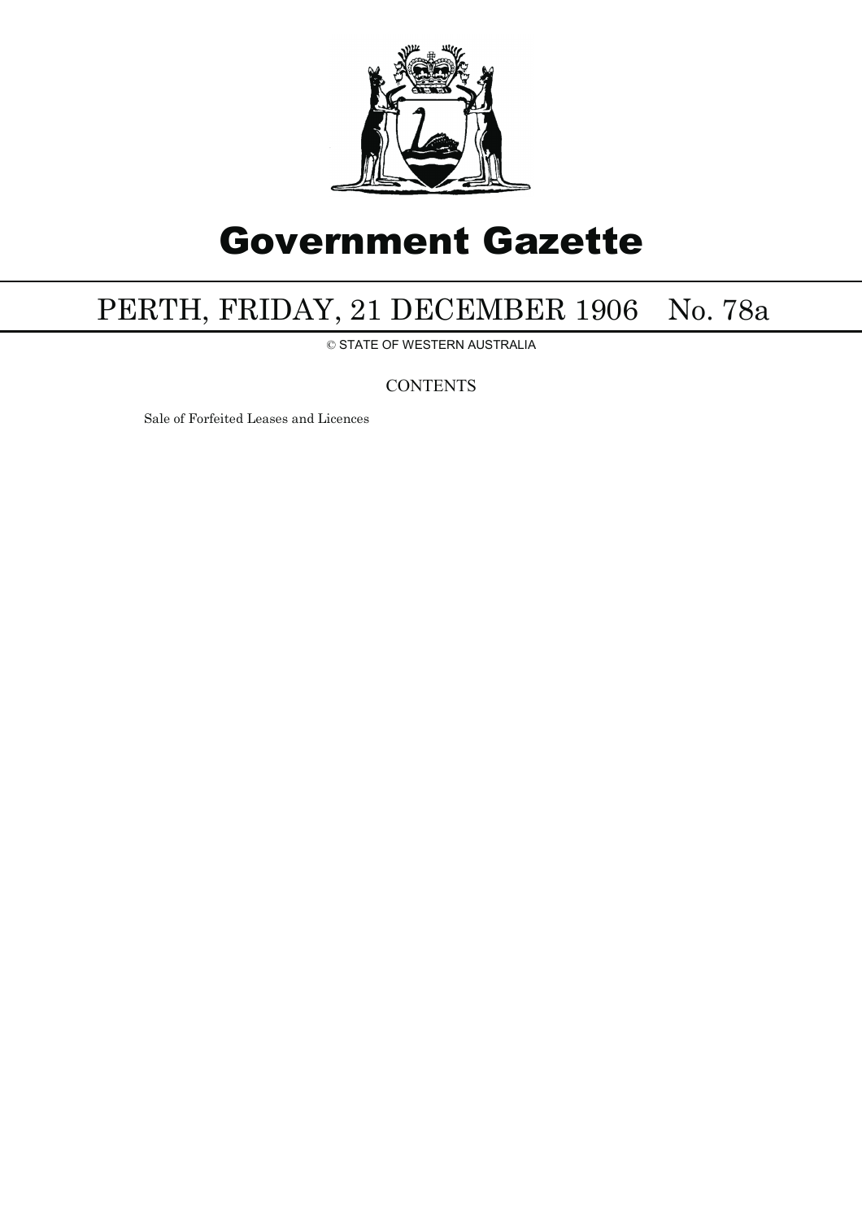# Government Gazette

## PERTH, FRIDAY, 21 DECEMBER 1906 No. 78a

© STATE OF WESTERN AUSTRALIA

CONTENTS

Sale of Forfeited Leases and Licences